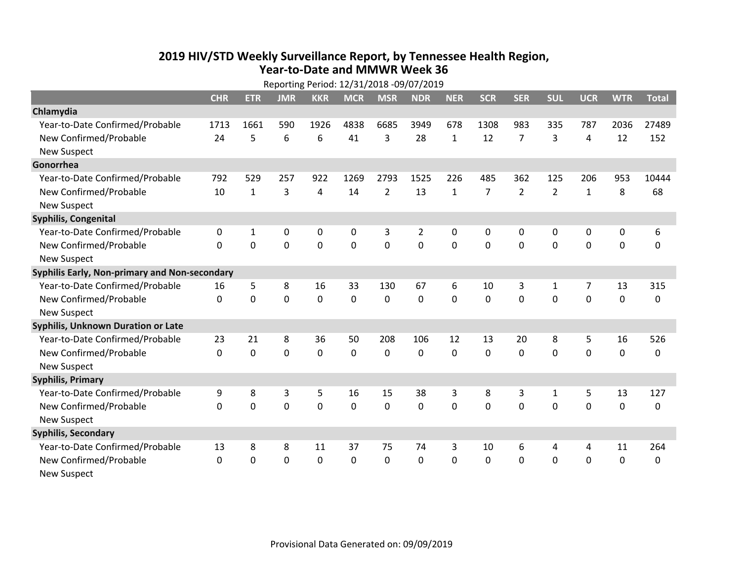# 2019 HIV/STD Weekly Surveillance Report, by Tennessee Health Region, Year-to-Date and MMWR Week 36

Reporting Period: 12/31/2018 -09/07/2019

| | CHR | ETR | JMR | KKR | MCR | MSR | NDR | NER | SCR | SER | SUL | UCR | WTR | Total |
|---|---|---|---|---|---|---|---|---|---|---|---|---|---|---|
| **Chlamydia** | | | | | | | | | | | | | | |
| Year-to-Date Confirmed/Probable | 1713 | 1661 | 590 | 1926 | 4838 | 6685 | 3949 | 678 | 1308 | 983 | 335 | 787 | 2036 | 27489 |
| New Confirmed/Probable | 24 | 5 | 6 | 6 | 41 | 3 | 28 | 1 | 12 | 7 | 3 | 4 | 12 | 152 |
| New Suspect | | | | | | | | | | | | | | |
| **Gonorrhea** | | | | | | | | | | | | | | |
| Year-to-Date Confirmed/Probable | 792 | 529 | 257 | 922 | 1269 | 2793 | 1525 | 226 | 485 | 362 | 125 | 206 | 953 | 10444 |
| New Confirmed/Probable | 10 | 1 | 3 | 4 | 14 | 2 | 13 | 1 | 7 | 2 | 2 | 1 | 8 | 68 |
| New Suspect | | | | | | | | | | | | | | |
| **Syphilis, Congenital** | | | | | | | | | | | | | | |
| Year-to-Date Confirmed/Probable | 0 | 1 | 0 | 0 | 0 | 3 | 2 | 0 | 0 | 0 | 0 | 0 | 0 | 6 |
| New Confirmed/Probable | 0 | 0 | 0 | 0 | 0 | 0 | 0 | 0 | 0 | 0 | 0 | 0 | 0 | 0 |
| New Suspect | | | | | | | | | | | | | | |
| **Syphilis Early, Non-primary and Non-secondary** | | | | | | | | | | | | | | |
| Year-to-Date Confirmed/Probable | 16 | 5 | 8 | 16 | 33 | 130 | 67 | 6 | 10 | 3 | 1 | 7 | 13 | 315 |
| New Confirmed/Probable | 0 | 0 | 0 | 0 | 0 | 0 | 0 | 0 | 0 | 0 | 0 | 0 | 0 | 0 |
| New Suspect | | | | | | | | | | | | | | |
| **Syphilis, Unknown Duration or Late** | | | | | | | | | | | | | | |
| Year-to-Date Confirmed/Probable | 23 | 21 | 8 | 36 | 50 | 208 | 106 | 12 | 13 | 20 | 8 | 5 | 16 | 526 |
| New Confirmed/Probable | 0 | 0 | 0 | 0 | 0 | 0 | 0 | 0 | 0 | 0 | 0 | 0 | 0 | 0 |
| New Suspect | | | | | | | | | | | | | | |
| **Syphilis, Primary** | | | | | | | | | | | | | | |
| Year-to-Date Confirmed/Probable | 9 | 8 | 3 | 5 | 16 | 15 | 38 | 3 | 8 | 3 | 1 | 5 | 13 | 127 |
| New Confirmed/Probable | 0 | 0 | 0 | 0 | 0 | 0 | 0 | 0 | 0 | 0 | 0 | 0 | 0 | 0 |
| New Suspect | | | | | | | | | | | | | | |
| **Syphilis, Secondary** | | | | | | | | | | | | | | |
| Year-to-Date Confirmed/Probable | 13 | 8 | 8 | 11 | 37 | 75 | 74 | 3 | 10 | 6 | 4 | 4 | 11 | 264 |
| New Confirmed/Probable | 0 | 0 | 0 | 0 | 0 | 0 | 0 | 0 | 0 | 0 | 0 | 0 | 0 | 0 |
| New Suspect | | | | | | | | | | | | | | |

Provisional Data Generated on: 09/09/2019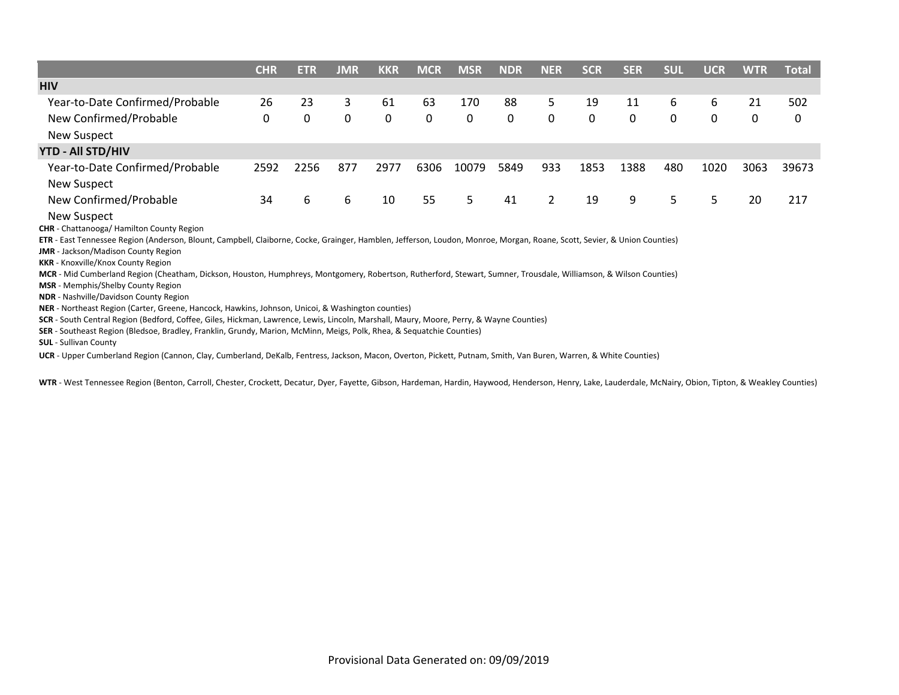| | CHR | ETR | JMR | KKR | MCR | MSR | NDR | NER | SCR | SER | SUL | UCR | WTR | Total |
|---|---|---|---|---|---|---|---|---|---|---|---|---|---|---|
| **HIV** | | | | | | | | | | | | | | |
| Year-to-Date Confirmed/Probable | 26 | 23 | 3 | 61 | 63 | 170 | 88 | 5 | 19 | 11 | 6 | 6 | 21 | 502 |
| New Confirmed/Probable | 0 | 0 | 0 | 0 | 0 | 0 | 0 | 0 | 0 | 0 | 0 | 0 | 0 | 0 |
| New Suspect | | | | | | | | | | | | | | |
| **YTD - All STD/HIV** | | | | | | | | | | | | | | |
| Year-to-Date Confirmed/Probable | 2592 | 2256 | 877 | 2977 | 6306 | 10079 | 5849 | 933 | 1853 | 1388 | 480 | 1020 | 3063 | 39673 |
| New Suspect | | | | | | | | | | | | | | |
| New Confirmed/Probable | 34 | 6 | 6 | 10 | 55 | 5 | 41 | 2 | 19 | 9 | 5 | 5 | 20 | 217 |
| New Suspect | | | | | | | | | | | | | | |

**CHR** - Chattanooga/ Hamilton County Region

**ETR** - East Tennessee Region (Anderson, Blount, Campbell, Claiborne, Cocke, Grainger, Hamblen, Jefferson, Loudon, Monroe, Morgan, Roane, Scott, Sevier, & Union Counties)

**JMR** - Jackson/Madison County Region

**KKR** - Knoxville/Knox County Region

**MCR** - Mid Cumberland Region (Cheatham, Dickson, Houston, Humphreys, Montgomery, Robertson, Rutherford, Stewart, Sumner, Trousdale, Williamson, & Wilson Counties)

**MSR** - Memphis/Shelby County Region

**NDR** - Nashville/Davidson County Region

**NER** - Northeast Region (Carter, Greene, Hancock, Hawkins, Johnson, Unicoi, & Washington counties)

**SCR** - South Central Region (Bedford, Coffee, Giles, Hickman, Lawrence, Lewis, Lincoln, Marshall, Maury, Moore, Perry, & Wayne Counties)

**SER** - Southeast Region (Bledsoe, Bradley, Franklin, Grundy, Marion, McMinn, Meigs, Polk, Rhea, & Sequatchie Counties)

**SUL** - Sullivan County

**UCR** - Upper Cumberland Region (Cannon, Clay, Cumberland, DeKalb, Fentress, Jackson, Macon, Overton, Pickett, Putnam, Smith, Van Buren, Warren, & White Counties)

**WTR** - West Tennessee Region (Benton, Carroll, Chester, Crockett, Decatur, Dyer, Fayette, Gibson, Hardeman, Hardin, Haywood, Henderson, Henry, Lake, Lauderdale, McNairy, Obion, Tipton, & Weakley Counties)

Provisional Data Generated on: 09/09/2019